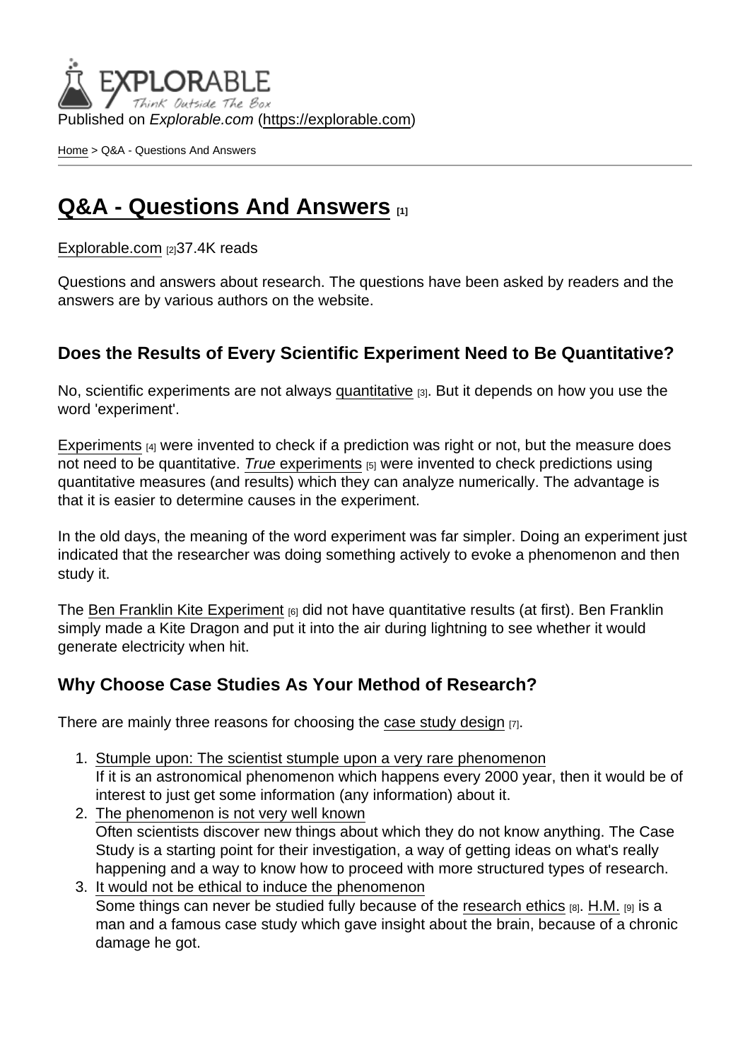Published on *Explorable.com* (https://explorable.com)

Home > Q&A - Questions And Answers

# Q&A - Questions And Answers [1]

Explorable.com [2]37.4K reads

Questions and answers about research. The questions have been asked by readers and the answers are by various authors on the website.

## Does the Results of Every Scientific Experiment Need to Be Quantitative?

No, scientific experiments are not always quantitative [3]. But it depends on how you use the word 'experiment'.

Experiments [4] were invented to check if a prediction was right or not, but the measure does not need to be quantitative. *True* experiments [5] were invented to check predictions using quantitative measures (and results) which they can analyze numerically. The advantage is that it is easier to determine causes in the experiment.

In the old days, the meaning of the word experiment was far simpler. Doing an experiment just indicated that the researcher was doing something actively to evoke a phenomenon and then study it.

The Ben Franklin Kite Experiment [6] did not have quantitative results (at first). Ben Franklin simply made a Kite Dragon and put it into the air during lightning to see whether it would generate electricity when hit.

## Why Choose Case Studies As Your Method of Research?

There are mainly three reasons for choosing the case study design [7].

1. Stumple upon: The scientist stumple upon a very rare phenomenon
   If it is an astronomical phenomenon which happens every 2000 year, then it would be of interest to just get some information (any information) about it.
2. The phenomenon is not very well known
   Often scientists discover new things about which they do not know anything. The Case Study is a starting point for their investigation, a way of getting ideas on what's really happening and a way to know how to proceed with more structured types of research.
3. It would not be ethical to induce the phenomenon
   Some things can never be studied fully because of the research ethics [8]. H.M. [9] is a man and a famous case study which gave insight about the brain, because of a chronic damage he got.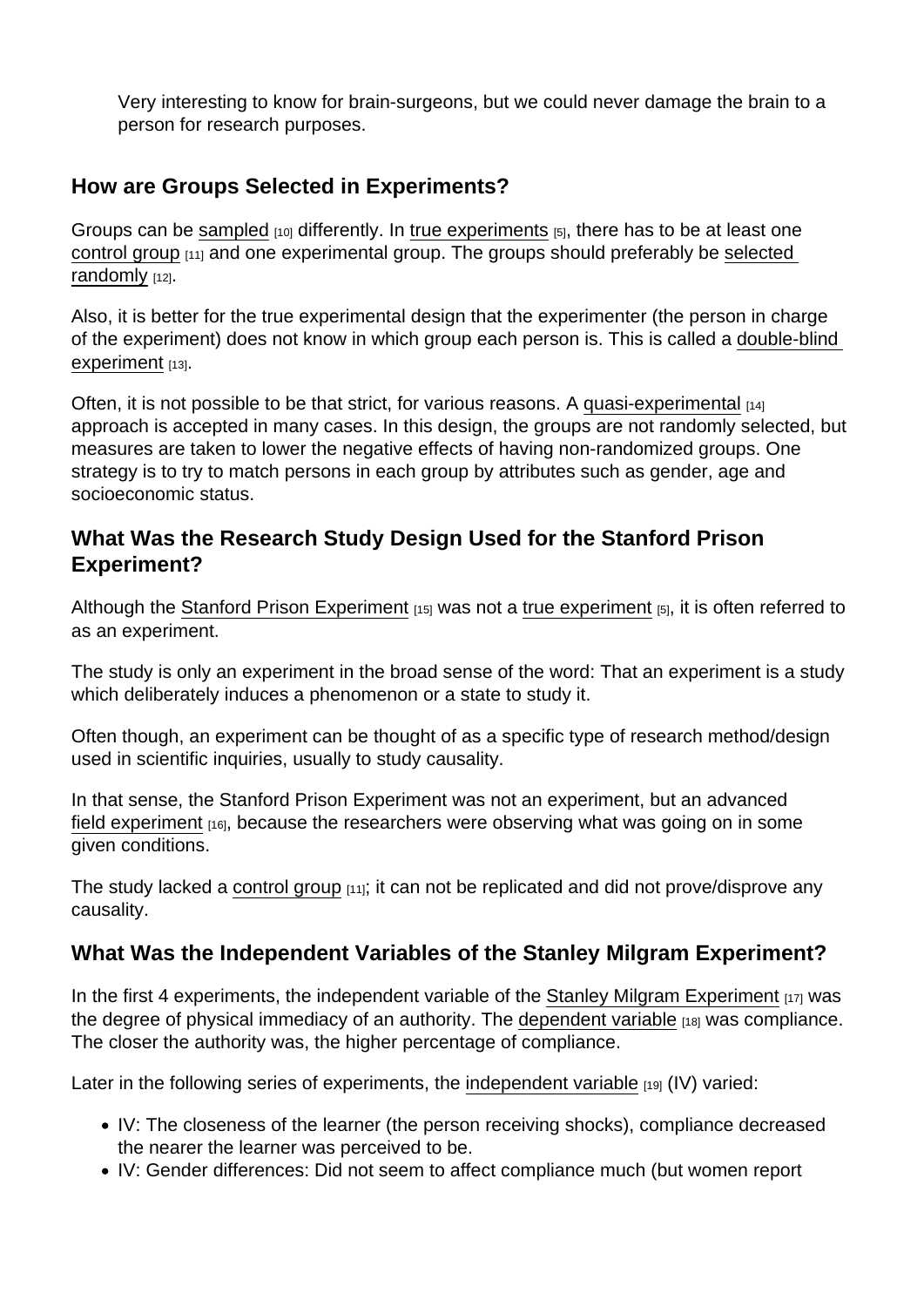Very interesting to know for brain-surgeons, but we could never damage the brain to a person for research purposes.

## How are Groups Selected in Experiments?

Groups can be sampled [10] differently. In true experiments [5], there has to be at least one control group [11] and one experimental group. The groups should preferably be selected randomly [12].

Also, it is better for the true experimental design that the experimenter (the person in charge of the experiment) does not know in which group each person is. This is called a double-blind experiment [13].

Often, it is not possible to be that strict, for various reasons. A quasi-experimental [14] approach is accepted in many cases. In this design, the groups are not randomly selected, but measures are taken to lower the negative effects of having non-randomized groups. One strategy is to try to match persons in each group by attributes such as gender, age and socioeconomic status.

## What Was the Research Study Design Used for the Stanford Prison Experiment?

Although the Stanford Prison Experiment [15] was not a true experiment [5], it is often referred to as an experiment.

The study is only an experiment in the broad sense of the word: That an experiment is a study which deliberately induces a phenomenon or a state to study it.

Often though, an experiment can be thought of as a specific type of research method/design used in scientific inquiries, usually to study causality.

In that sense, the Stanford Prison Experiment was not an experiment, but an advanced field experiment [16], because the researchers were observing what was going on in some given conditions.

The study lacked a control group [11]; it can not be replicated and did not prove/disprove any causality.

## What Was the Independent Variables of the Stanley Milgram Experiment?

In the first 4 experiments, the independent variable of the Stanley Milgram Experiment [17] was the degree of physical immediacy of an authority. The dependent variable [18] was compliance. The closer the authority was, the higher percentage of compliance.

Later in the following series of experiments, the independent variable [19] (IV) varied:

- IV: The closeness of the learner (the person receiving shocks), compliance decreased the nearer the learner was perceived to be.
- IV: Gender differences: Did not seem to affect compliance much (but women report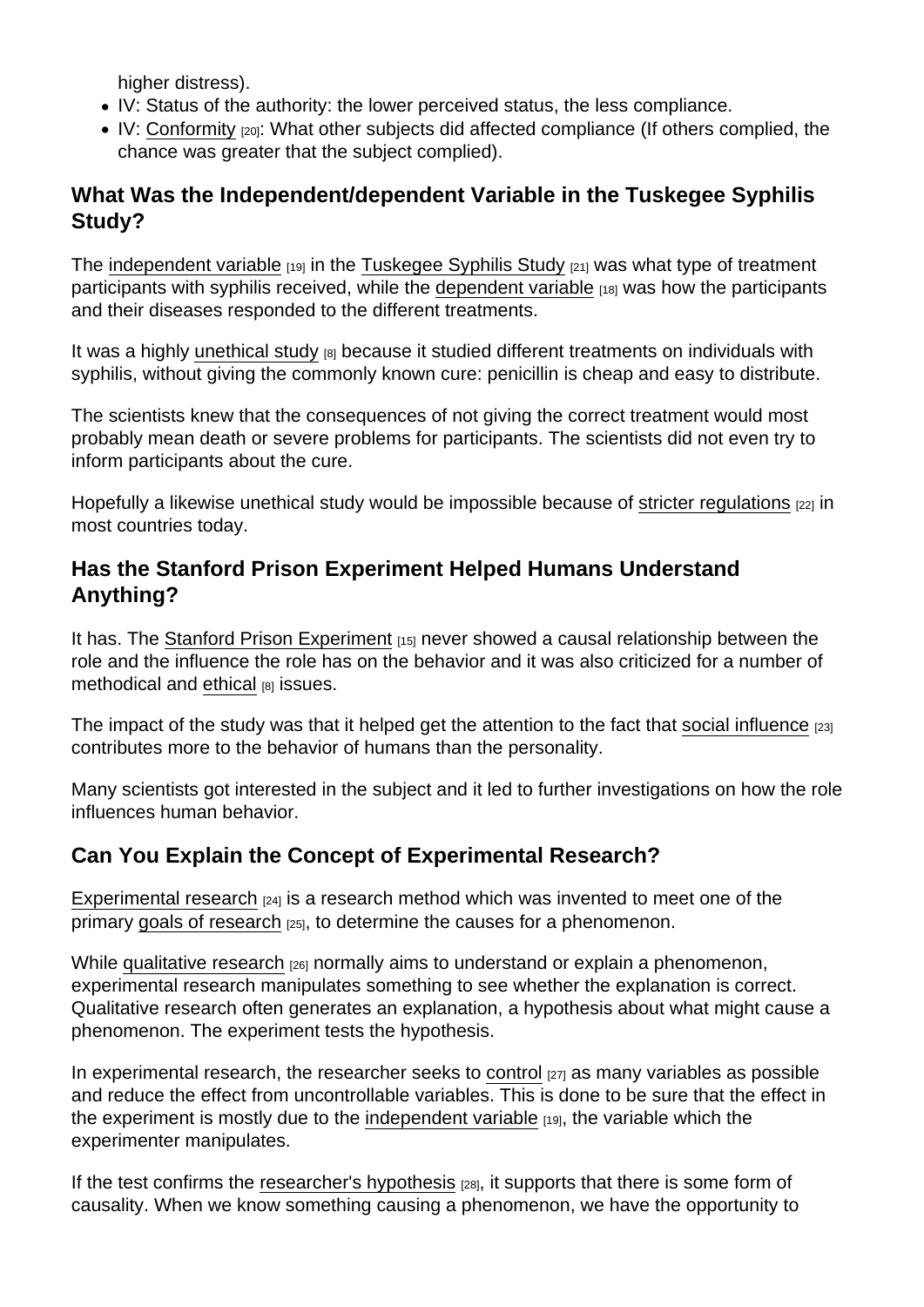higher distress).

- IV: Status of the authority: the lower perceived status, the less compliance.
- IV: Conformity [20]: What other subjects did affected compliance (If others complied, the chance was greater that the subject complied).

## What Was the Independent/dependent Variable in the Tuskegee Syphilis Study?

The independent variable [19] in the Tuskegee Syphilis Study [21] was what type of treatment participants with syphilis received, while the dependent variable [18] was how the participants and their diseases responded to the different treatments.

It was a highly unethical study [8] because it studied different treatments on individuals with syphilis, without giving the commonly known cure: penicillin is cheap and easy to distribute.

The scientists knew that the consequences of not giving the correct treatment would most probably mean death or severe problems for participants. The scientists did not even try to inform participants about the cure.

Hopefully a likewise unethical study would be impossible because of stricter regulations [22] in most countries today.

## Has the Stanford Prison Experiment Helped Humans Understand Anything?

It has. The Stanford Prison Experiment [15] never showed a causal relationship between the role and the influence the role has on the behavior and it was also criticized for a number of methodical and ethical [8] issues.

The impact of the study was that it helped get the attention to the fact that social influence [23] contributes more to the behavior of humans than the personality.

Many scientists got interested in the subject and it led to further investigations on how the role influences human behavior.

## Can You Explain the Concept of Experimental Research?

Experimental research [24] is a research method which was invented to meet one of the primary goals of research [25], to determine the causes for a phenomenon.

While qualitative research [26] normally aims to understand or explain a phenomenon, experimental research manipulates something to see whether the explanation is correct. Qualitative research often generates an explanation, a hypothesis about what might cause a phenomenon. The experiment tests the hypothesis.

In experimental research, the researcher seeks to control [27] as many variables as possible and reduce the effect from uncontrollable variables. This is done to be sure that the effect in the experiment is mostly due to the independent variable [19], the variable which the experimenter manipulates.

If the test confirms the researcher's hypothesis [28], it supports that there is some form of causality. When we know something causing a phenomenon, we have the opportunity to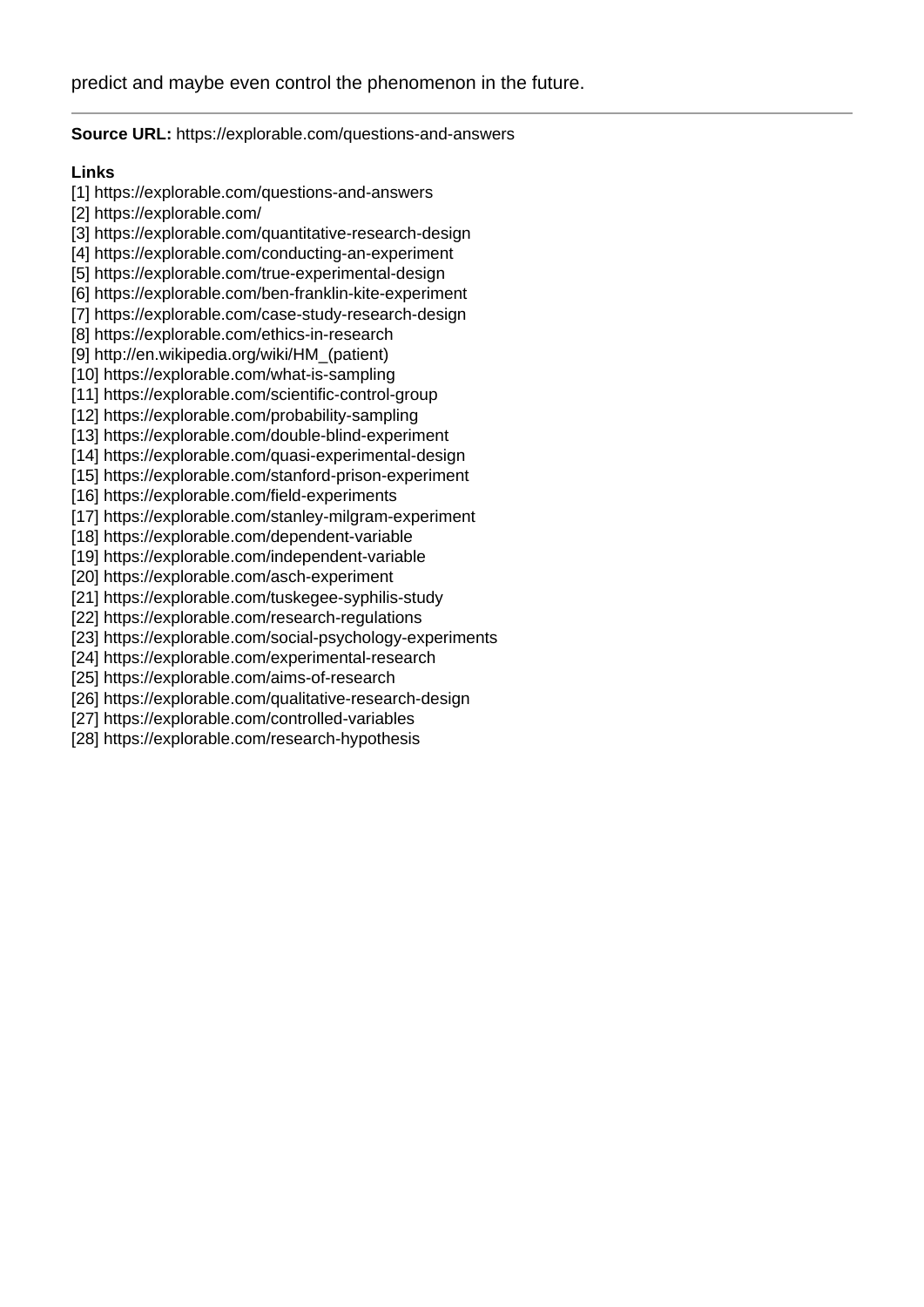predict and maybe even control the phenomenon in the future.

---

**Source URL:** https://explorable.com/questions-and-answers

**Links**

[1] https://explorable.com/questions-and-answers
[2] https://explorable.com/
[3] https://explorable.com/quantitative-research-design
[4] https://explorable.com/conducting-an-experiment
[5] https://explorable.com/true-experimental-design
[6] https://explorable.com/ben-franklin-kite-experiment
[7] https://explorable.com/case-study-research-design
[8] https://explorable.com/ethics-in-research
[9] http://en.wikipedia.org/wiki/HM_(patient)
[10] https://explorable.com/what-is-sampling
[11] https://explorable.com/scientific-control-group
[12] https://explorable.com/probability-sampling
[13] https://explorable.com/double-blind-experiment
[14] https://explorable.com/quasi-experimental-design
[15] https://explorable.com/stanford-prison-experiment
[16] https://explorable.com/field-experiments
[17] https://explorable.com/stanley-milgram-experiment
[18] https://explorable.com/dependent-variable
[19] https://explorable.com/independent-variable
[20] https://explorable.com/asch-experiment
[21] https://explorable.com/tuskegee-syphilis-study
[22] https://explorable.com/research-regulations
[23] https://explorable.com/social-psychology-experiments
[24] https://explorable.com/experimental-research
[25] https://explorable.com/aims-of-research
[26] https://explorable.com/qualitative-research-design
[27] https://explorable.com/controlled-variables
[28] https://explorable.com/research-hypothesis